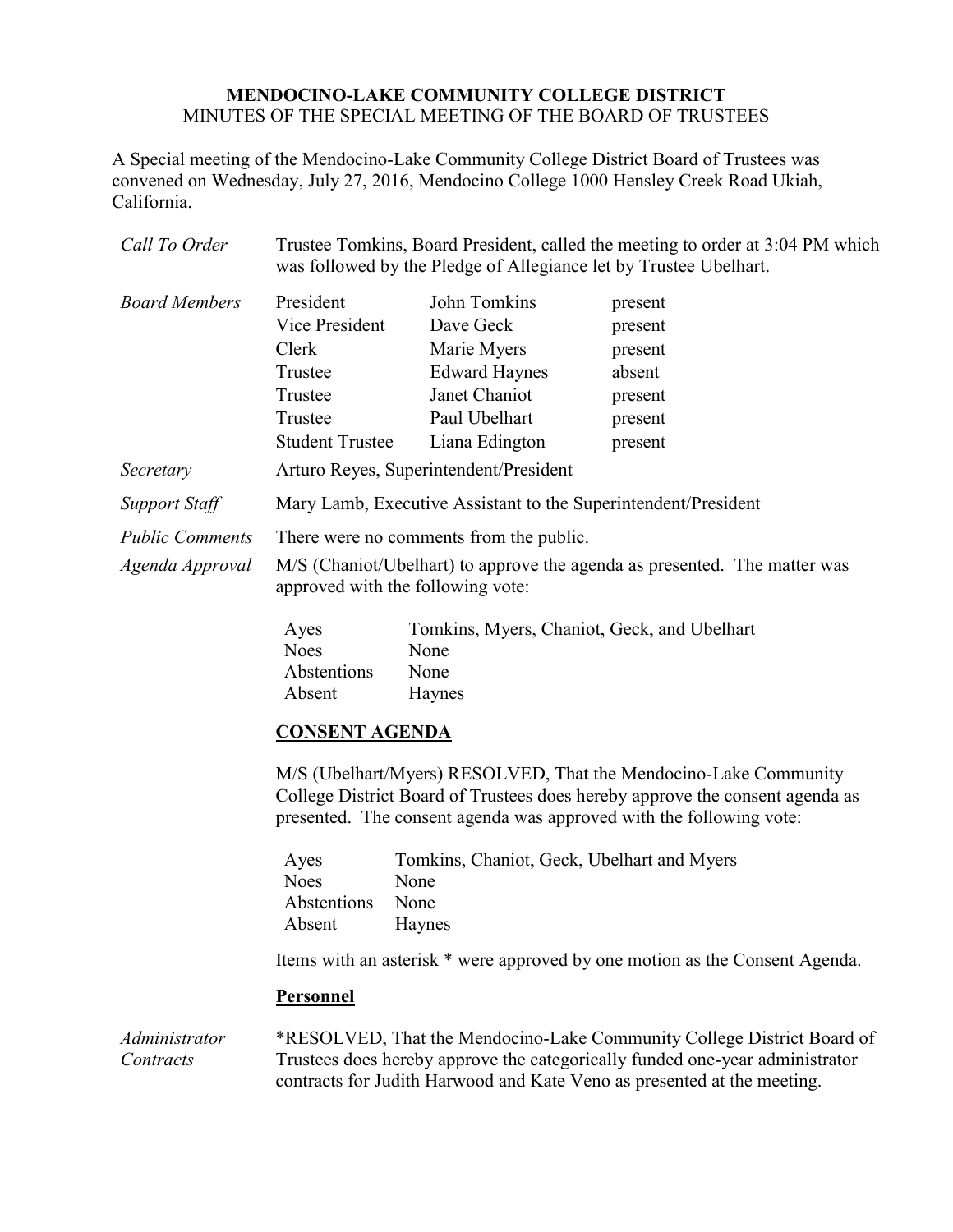# MENDOCINO-LAKE COMMUNITY COLLEGE DISTRICT
MINUTES OF THE SPECIAL MEETING OF THE BOARD OF TRUSTEES

A Special meeting of the Mendocino-Lake Community College District Board of Trustees was convened on Wednesday, July 27, 2016, Mendocino College 1000 Hensley Creek Road Ukiah, California.

*Call To Order* — Trustee Tomkins, Board President, called the meeting to order at 3:04 PM which was followed by the Pledge of Allegiance let by Trustee Ubelhart.

*Board Members*

| | | |
|---|---|---|
| President | John Tomkins | present |
| Vice President | Dave Geck | present |
| Clerk | Marie Myers | present |
| Trustee | Edward Haynes | absent |
| Trustee | Janet Chaniot | present |
| Trustee | Paul Ubelhart | present |
| Student Trustee | Liana Edington | present |

*Secretary* — Arturo Reyes, Superintendent/President

*Support Staff* — Mary Lamb, Executive Assistant to the Superintendent/President

*Public Comments* — There were no comments from the public.

*Agenda Approval* — M/S (Chaniot/Ubelhart) to approve the agenda as presented. The matter was approved with the following vote:

| | |
|---|---|
| Ayes | Tomkins, Myers, Chaniot, Geck, and Ubelhart |
| Noes | None |
| Abstentions | None |
| Absent | Haynes |

**CONSENT AGENDA**

M/S (Ubelhart/Myers) RESOLVED, That the Mendocino-Lake Community College District Board of Trustees does hereby approve the consent agenda as presented. The consent agenda was approved with the following vote:

| | |
|---|---|
| Ayes | Tomkins, Chaniot, Geck, Ubelhart and Myers |
| Noes | None |
| Abstentions | None |
| Absent | Haynes |

Items with an asterisk * were approved by one motion as the Consent Agenda.

**Personnel**

*Administrator Contracts* — *RESOLVED, That the Mendocino-Lake Community College District Board of Trustees does hereby approve the categorically funded one-year administrator contracts for Judith Harwood and Kate Veno as presented at the meeting.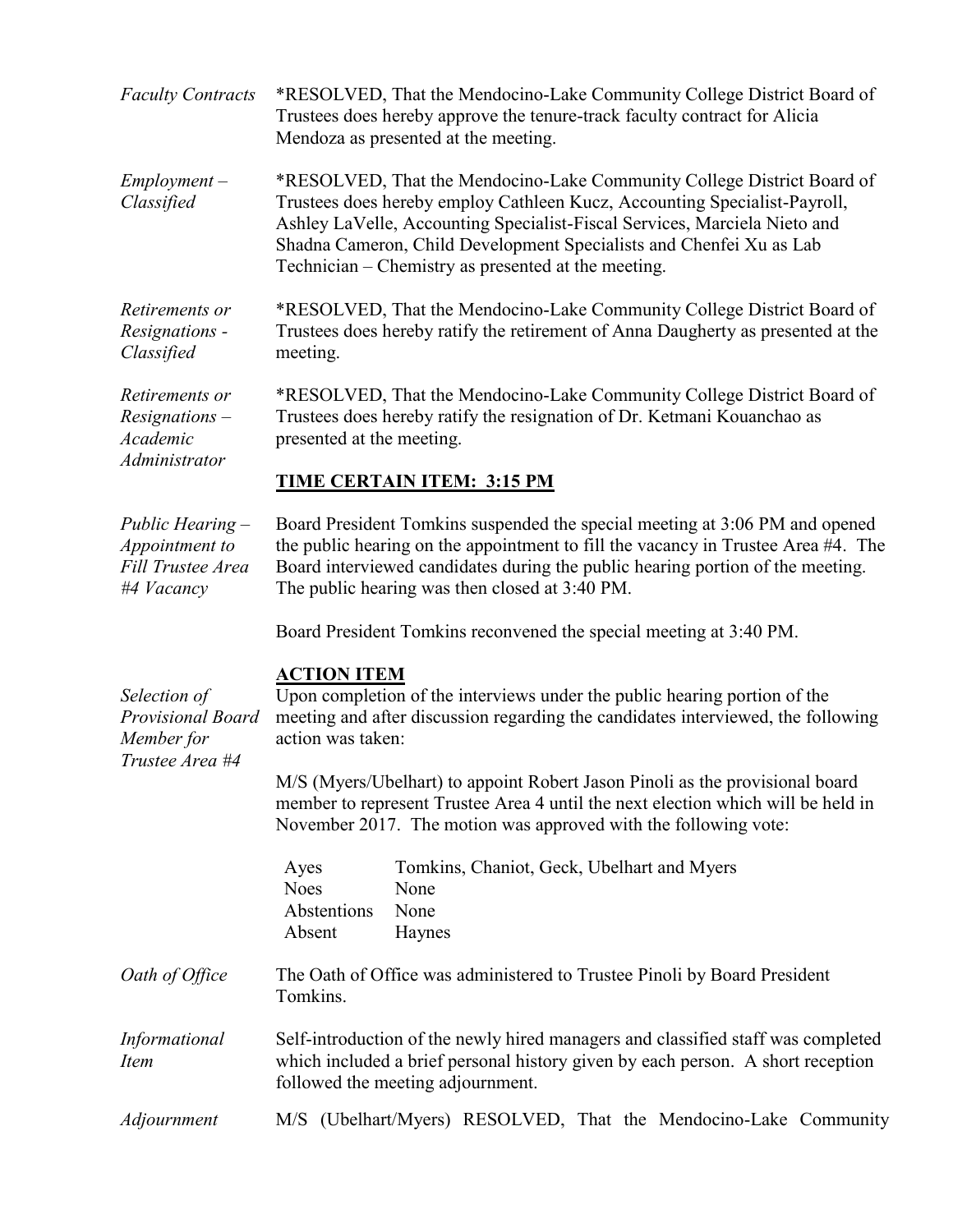*Faculty Contracts*

*RESOLVED, That the Mendocino-Lake Community College District Board of Trustees does hereby approve the tenure-track faculty contract for Alicia Mendoza as presented at the meeting.

*Employment – Classified*

*RESOLVED, That the Mendocino-Lake Community College District Board of Trustees does hereby employ Cathleen Kucz, Accounting Specialist-Payroll, Ashley LaVelle, Accounting Specialist-Fiscal Services, Marciela Nieto and Shadna Cameron, Child Development Specialists and Chenfei Xu as Lab Technician – Chemistry as presented at the meeting.

*Retirements or Resignations - Classified*

*RESOLVED, That the Mendocino-Lake Community College District Board of Trustees does hereby ratify the retirement of Anna Daugherty as presented at the meeting.

*Retirements or Resignations – Academic Administrator*

*RESOLVED, That the Mendocino-Lake Community College District Board of Trustees does hereby ratify the resignation of Dr. Ketmani Kouanchao as presented at the meeting.

**TIME CERTAIN ITEM: 3:15 PM**

*Public Hearing – Appointment to Fill Trustee Area #4 Vacancy*

Board President Tomkins suspended the special meeting at 3:06 PM and opened the public hearing on the appointment to fill the vacancy in Trustee Area #4. The Board interviewed candidates during the public hearing portion of the meeting. The public hearing was then closed at 3:40 PM.

Board President Tomkins reconvened the special meeting at 3:40 PM.

**ACTION ITEM**

*Selection of Provisional Board Member for Trustee Area #4*

Upon completion of the interviews under the public hearing portion of the meeting and after discussion regarding the candidates interviewed, the following action was taken:

M/S (Myers/Ubelhart) to appoint Robert Jason Pinoli as the provisional board member to represent Trustee Area 4 until the next election which will be held in November 2017. The motion was approved with the following vote:

| | |
|---|---|
| Ayes | Tomkins, Chaniot, Geck, Ubelhart and Myers |
| Noes | None |
| Abstentions | None |
| Absent | Haynes |

*Oath of Office*

The Oath of Office was administered to Trustee Pinoli by Board President Tomkins.

*Informational Item*

Self-introduction of the newly hired managers and classified staff was completed which included a brief personal history given by each person. A short reception followed the meeting adjournment.

*Adjournment*

M/S (Ubelhart/Myers) RESOLVED, That the Mendocino-Lake Community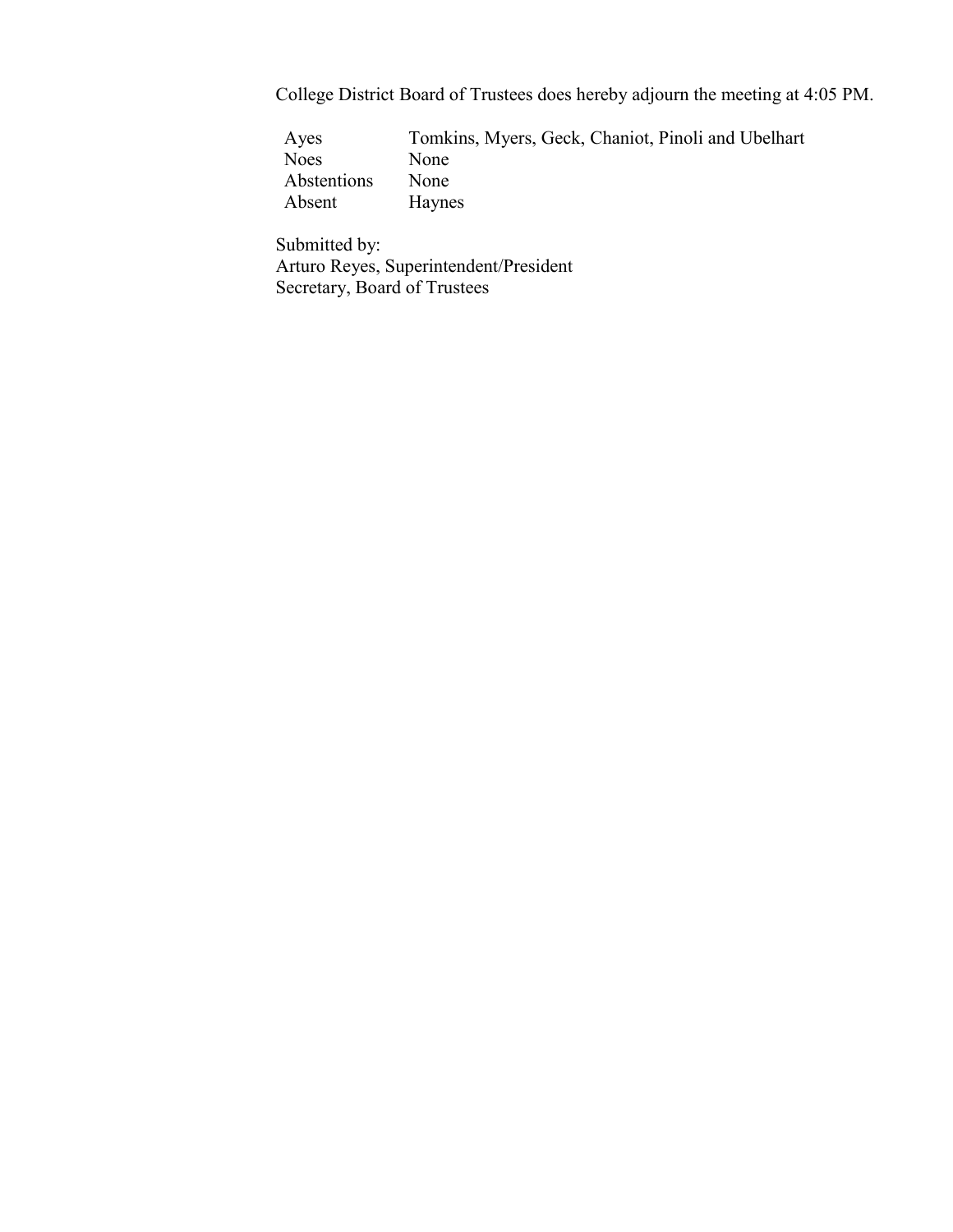College District Board of Trustees does hereby adjourn the meeting at 4:05 PM.

| | |
|---|---|
| Ayes | Tomkins, Myers, Geck, Chaniot, Pinoli and Ubelhart |
| Noes | None |
| Abstentions | None |
| Absent | Haynes |

Submitted by:
Arturo Reyes, Superintendent/President
Secretary, Board of Trustees